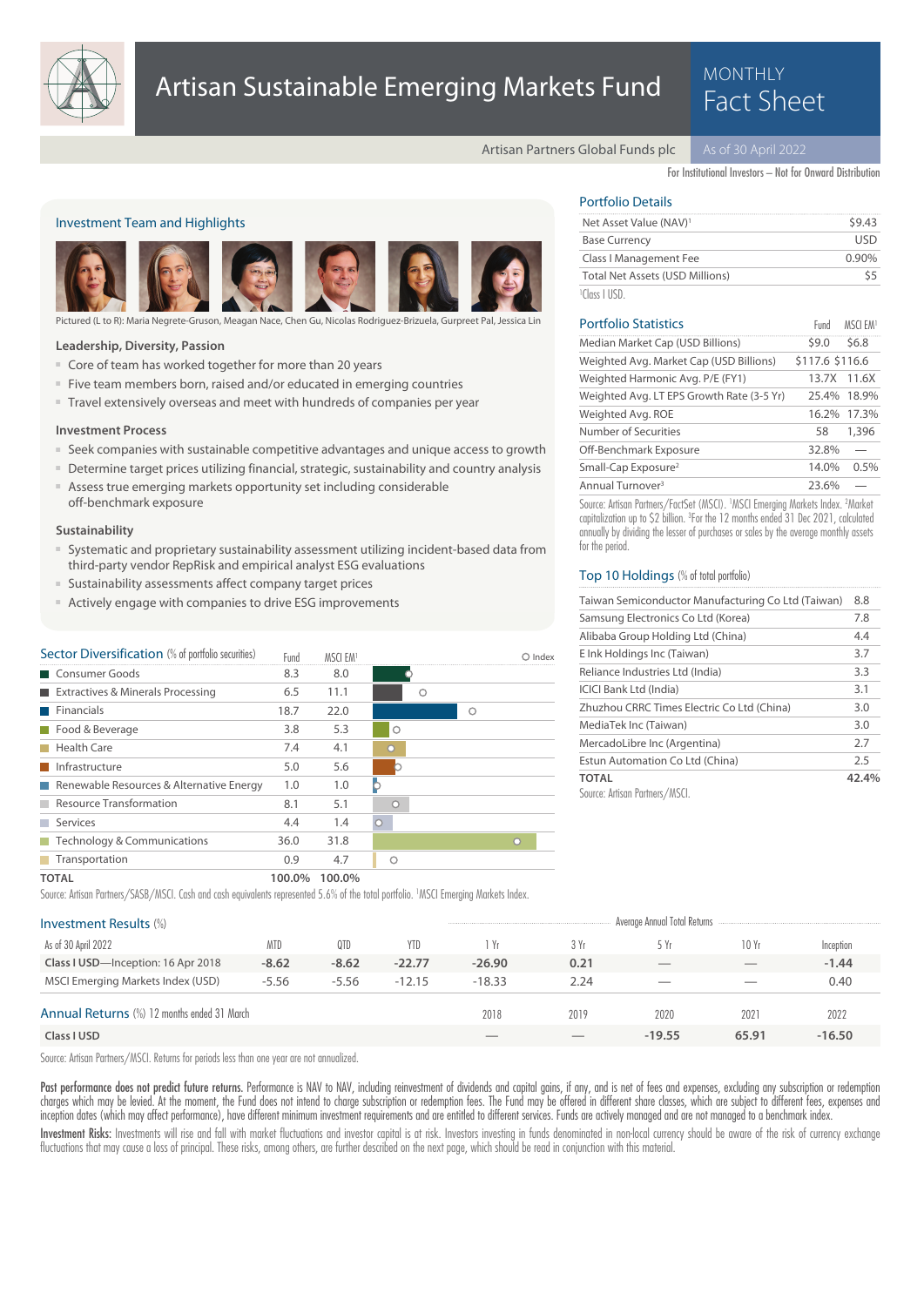# Artisan Sustainable Emerging Markets Fund

MONTHLY Fact Sheet

Artisan Partners Global Funds plc

As of 30 April 2022

For Institutional Investors – Not for Onward Distribution

## Investment Team and Highlights

Pictured (L to R): Maria Negrete-Gruson, Meagan Nace, Chen Gu, Nicolas Rodriguez-Brizuela, Gurpreet Pal, Jessica Lin

### Leadership, Diversity, Passion

- Core of team has worked together for more than 20 years
- Five team members born, raised and/or educated in emerging countries
- Travel extensively overseas and meet with hundreds of companies per year

### Investment Process

- Seek companies with sustainable competitive advantages and unique access to growth
- Determine target prices utilizing financial, strategic, sustainability and country analysis
- Assess true emerging markets opportunity set including considerable off-benchmark exposure

### Sustainability

- Systematic and proprietary sustainability assessment utilizing incident-based data from third-party vendor RepRisk and empirical analyst ESG evaluations
- Sustainability assessments affect company target prices
- Actively engage with companies to drive ESG improvements

## Portfolio Details

| | |
|---|---|
| Net Asset Value (NAV)[1] | $9.43 |
| Base Currency | USD |
| Class I Management Fee | 0.90% |
| Total Net Assets (USD Millions) | $5 |

[1]Class I USD.

## Portfolio Statistics

| | Fund | MSCI EM[1] |
|---|---|---|
| Median Market Cap (USD Billions) | $9.0 | $6.8 |
| Weighted Avg. Market Cap (USD Billions) | $117.6 | $116.6 |
| Weighted Harmonic Avg. P/E (FY1) | 13.7X | 11.6X |
| Weighted Avg. LT EPS Growth Rate (3-5 Yr) | 25.4% | 18.9% |
| Weighted Avg. ROE | 16.2% | 17.3% |
| Number of Securities | 58 | 1,396 |
| Off-Benchmark Exposure | 32.8% | — |
| Small-Cap Exposure[2] | 14.0% | 0.5% |
| Annual Turnover[3] | 23.6% | — |

Source: Artisan Partners/FactSet (MSCI). [1]MSCI Emerging Markets Index. [2]Market capitalization up to $2 billion. [3]For the 12 months ended 31 Dec 2021, calculated annually by dividing the lesser of purchases or sales by the average monthly assets for the period.

## Top 10 Holdings (% of total portfolio)

| | |
|---|---|
| Taiwan Semiconductor Manufacturing Co Ltd (Taiwan) | 8.8 |
| Samsung Electronics Co Ltd (Korea) | 7.8 |
| Alibaba Group Holding Ltd (China) | 4.4 |
| E Ink Holdings Inc (Taiwan) | 3.7 |
| Reliance Industries Ltd (India) | 3.3 |
| ICICI Bank Ltd (India) | 3.1 |
| Zhuzhou CRRC Times Electric Co Ltd (China) | 3.0 |
| MediaTek Inc (Taiwan) | 3.0 |
| MercadoLibre Inc (Argentina) | 2.7 |
| Estun Automation Co Ltd (China) | 2.5 |
| **TOTAL** | **42.4%** |

Source: Artisan Partners/MSCI.

## Sector Diversification (% of portfolio securities)

| | Fund | MSCI EM[1] |
|---|---|---|
| Consumer Goods | 8.3 | 8.0 |
| Extractives & Minerals Processing | 6.5 | 11.1 |
| Financials | 18.7 | 22.0 |
| Food & Beverage | 3.8 | 5.3 |
| Health Care | 7.4 | 4.1 |
| Infrastructure | 5.0 | 5.6 |
| Renewable Resources & Alternative Energy | 1.0 | 1.0 |
| Resource Transformation | 8.1 | 5.1 |
| Services | 4.4 | 1.4 |
| Technology & Communications | 36.0 | 31.8 |
| Transportation | 0.9 | 4.7 |
| **TOTAL** | **100.0%** | **100.0%** |

Source: Artisan Partners/SASB/MSCI. Cash and cash equivalents represented 5.6% of the total portfolio. [1]MSCI Emerging Markets Index.

## Investment Results (%)

| As of 30 April 2022 | MTD | QTD | YTD | 1 Yr | 3 Yr | 5 Yr | 10 Yr | Inception |
|---|---|---|---|---|---|---|---|---|
| | | | | Average Annual Total Returns | | | | |
| **Class I USD—Inception: 16 Apr 2018** | **-8.62** | **-8.62** | **-22.77** | **-26.90** | **0.21** | — | — | **-1.44** |
| MSCI Emerging Markets Index (USD) | -5.56 | -5.56 | -12.15 | -18.33 | 2.24 | — | — | 0.40 |

## Annual Returns (%) 12 months ended 31 March

| | 2018 | 2019 | 2020 | 2021 | 2022 |
|---|---|---|---|---|---|
| **Class I USD** | — | — | **-19.55** | **65.91** | **-16.50** |

Source: Artisan Partners/MSCI. Returns for periods less than one year are not annualized.

**Past performance does not predict future returns.** Performance is NAV to NAV, including reinvestment of dividends and capital gains, if any, and is net of fees and expenses, excluding any subscription or redemption charges which may be levied. At the moment, the Fund does not intend to charge subscription or redemption fees. The Fund may be offered in different share classes, which are subject to different fees, expenses and inception dates (which may affect performance), have different minimum investment requirements and are entitled to different services. Funds are actively managed and are not managed to a benchmark index.

**Investment Risks:** Investments will rise and fall with market fluctuations and investor capital is at risk. Investors investing in funds denominated in non-local currency should be aware of the risk of currency exchange fluctuations that may cause a loss of principal. These risks, among others, are further described on the next page, which should be read in conjunction with this material.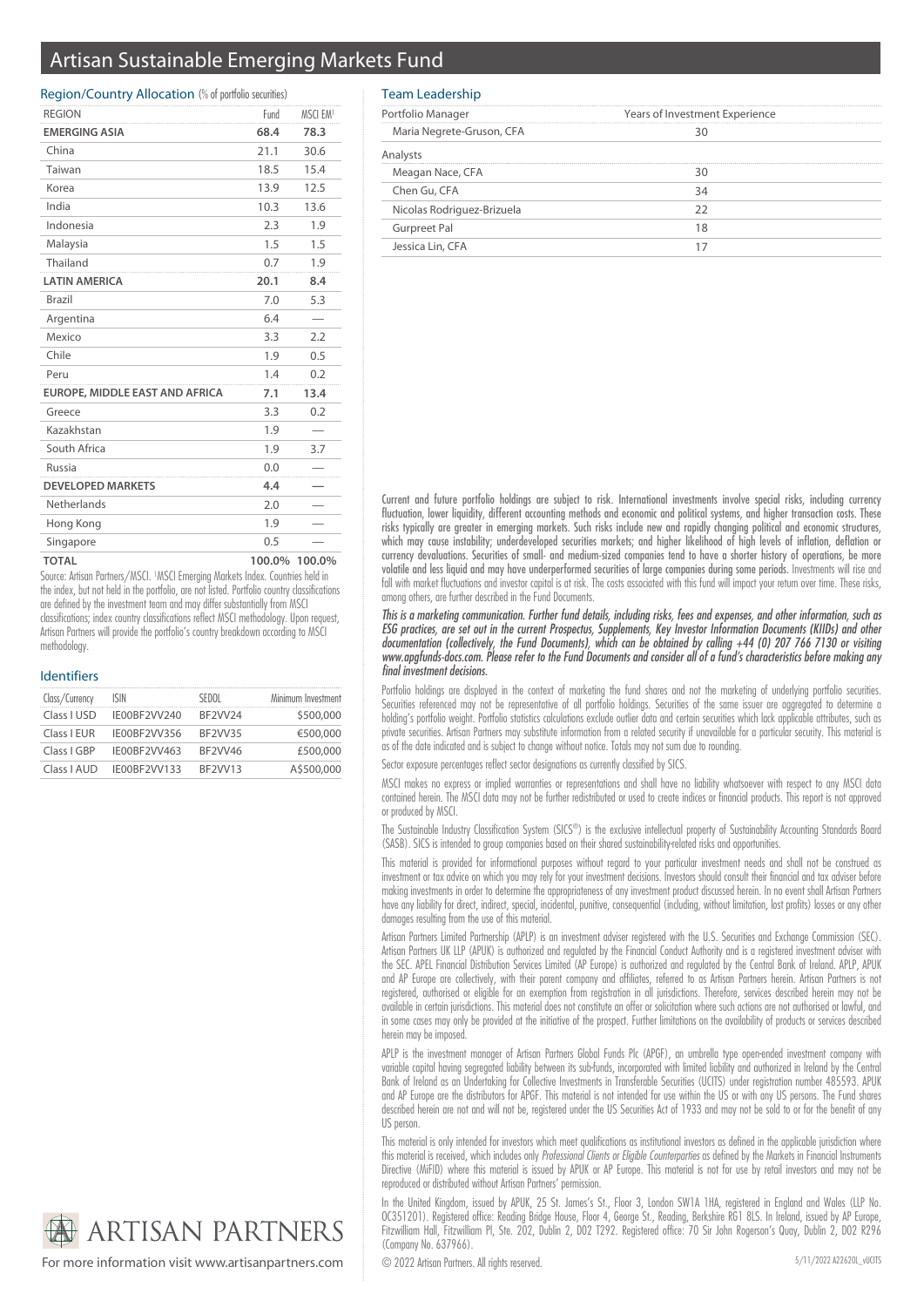# Artisan Sustainable Emerging Markets Fund

## Region/Country Allocation (% of portfolio securities)

| REGION | Fund | MSCI EM[1] |
|---|---|---|
| **EMERGING ASIA** | **68.4** | **78.3** |
| China | 21.1 | 30.6 |
| Taiwan | 18.5 | 15.4 |
| Korea | 13.9 | 12.5 |
| India | 10.3 | 13.6 |
| Indonesia | 2.3 | 1.9 |
| Malaysia | 1.5 | 1.5 |
| Thailand | 0.7 | 1.9 |
| **LATIN AMERICA** | **20.1** | **8.4** |
| Brazil | 7.0 | 5.3 |
| Argentina | 6.4 | — |
| Mexico | 3.3 | 2.2 |
| Chile | 1.9 | 0.5 |
| Peru | 1.4 | 0.2 |
| **EUROPE, MIDDLE EAST AND AFRICA** | **7.1** | **13.4** |
| Greece | 3.3 | 0.2 |
| Kazakhstan | 1.9 | — |
| South Africa | 1.9 | 3.7 |
| Russia | 0.0 | — |
| **DEVELOPED MARKETS** | **4.4** | **—** |
| Netherlands | 2.0 | — |
| Hong Kong | 1.9 | — |
| Singapore | 0.5 | — |
| **TOTAL** | **100.0%** | **100.0%** |

Source: Artisan Partners/MSCI. [1]MSCI Emerging Markets Index. Countries held in the index, but not held in the portfolio, are not listed. Portfolio country classifications are defined by the investment team and may differ substantially from MSCI classifications; index country classifications reflect MSCI methodology. Upon request, Artisan Partners will provide the portfolio's country breakdown according to MSCI methodology.

## Identifiers

| Class/Currency | ISIN | SEDOL | Minimum Investment |
|---|---|---|---|
| Class I USD | IE00BF2VV240 | BF2VV24 | $500,000 |
| Class I EUR | IE00BF2VV356 | BF2VV35 | €500,000 |
| Class I GBP | IE00BF2VV463 | BF2VV46 | £500,000 |
| Class I AUD | IE00BF2VV133 | BF2VV13 | A$500,000 |

## Team Leadership

| Portfolio Manager | Years of Investment Experience |
|---|---|
| Maria Negrete-Gruson, CFA | 30 |
| **Analysts** | |
| Meagan Nace, CFA | 30 |
| Chen Gu, CFA | 34 |
| Nicolas Rodriguez-Brizuela | 22 |
| Gurpreet Pal | 18 |
| Jessica Lin, CFA | 17 |

Current and future portfolio holdings are subject to risk. International investments involve special risks, including currency fluctuation, lower liquidity, different accounting methods and economic and political systems, and higher transaction costs. These risks typically are greater in emerging markets. Such risks include new and rapidly changing political and economic structures, which may cause instability; underdeveloped securities markets; and higher likelihood of high levels of inflation, deflation or currency devaluations. Securities of small- and medium-sized companies tend to have a shorter history of operations, be more volatile and less liquid and may have underperformed securities of large companies during some periods. Investments will rise and fall with market fluctuations and investor capital is at risk. The costs associated with this fund will impact your return over time. These risks, among others, are further described in the Fund Documents.

*This is a marketing communication. Further fund details, including risks, fees and expenses, and other information, such as ESG practices, are set out in the current Prospectus, Supplements, Key Investor Information Documents (KIIDs) and other documentation (collectively, the Fund Documents), which can be obtained by calling +44 (0) 207 766 7130 or visiting www.apgfunds-docs.com. Please refer to the Fund Documents and consider all of a fund's characteristics before making any final investment decisions.*

Portfolio holdings are displayed in the context of marketing the fund shares and not the marketing of underlying portfolio securities. Securities referenced may not be representative of all portfolio holdings. Securities of the same issuer are aggregated to determine a holding's portfolio weight. Portfolio statistics calculations exclude outlier data and certain securities which lack applicable attributes, such as private securities. Artisan Partners may substitute information from a related security if unavailable for a particular security. This material is as of the date indicated and is subject to change without notice. Totals may not sum due to rounding.

Sector exposure percentages reflect sector designations as currently classified by SICS.

MSCI makes no express or implied warranties or representations and shall have no liability whatsoever with respect to any MSCI data contained herein. The MSCI data may not be further redistributed or used to create indices or financial products. This report is not approved or produced by MSCI.

The Sustainable Industry Classification System (SICS®) is the exclusive intellectual property of Sustainability Accounting Standards Board (SASB). SICS is intended to group companies based on their shared sustainability-related risks and opportunities.

This material is provided for informational purposes without regard to your particular investment needs and shall not be construed as investment or tax advice on which you may rely for your investment decisions. Investors should consult their financial and tax adviser before making investments in order to determine the appropriateness of any investment product discussed herein. In no event shall Artisan Partners have any liability for direct, indirect, special, incidental, punitive, consequential (including, without limitation, lost profits) losses or any other damages resulting from the use of this material.

Artisan Partners Limited Partnership (APLP) is an investment adviser registered with the U.S. Securities and Exchange Commission (SEC). Artisan Partners UK LLP (APUK) is authorized and regulated by the Financial Conduct Authority and is a registered investment adviser with the SEC. APEL Financial Distribution Services Limited (AP Europe) is authorized and regulated by the Central Bank of Ireland. APLP, APUK and AP Europe are collectively, with their parent company and affiliates, referred to as Artisan Partners herein. Artisan Partners is not registered, authorised or eligible for an exemption from registration in all jurisdictions. Therefore, services described herein may not be available in certain jurisdictions. This material does not constitute an offer or solicitation where such actions are not authorised or lawful, and in some cases may only be provided at the initiative of the prospect. Further limitations on the availability of products or services described herein may be imposed.

APLP is the investment manager of Artisan Partners Global Funds Plc (APGF), an umbrella type open-ended investment company with variable capital having segregated liability between its sub-funds, incorporated with limited liability and authorized in Ireland by the Central Bank of Ireland as an Undertaking for Collective Investments in Transferable Securities (UCITS) under registration number 485593. APUK and AP Europe are the distributors for APGF. This material is not intended for use within the US or with any US persons. The Fund shares described herein are not and will not be, registered under the US Securities Act of 1933 and may not be sold to or for the benefit of any US person.

This material is only intended for investors which meet qualifications as institutional investors as defined in the applicable jurisdiction where this material is received, which includes only *Professional Clients or Eligible Counterparties* as defined by the Markets in Financial Instruments Directive (MiFID) where this material is issued by APUK or AP Europe. This material is not for use by retail investors and may not be reproduced or distributed without Artisan Partners' permission.

In the United Kingdom, issued by APUK, 25 St. James's St., Floor 3, London SW1A 1HA, registered in England and Wales (LLP No. OC351201). Registered office: Reading Bridge House, Floor 4, George St., Reading, Berkshire RG1 8LS. In Ireland, issued by AP Europe, Fitzwilliam Hall, Fitzwilliam Pl, Ste. 202, Dublin 2, D02 T292. Registered office: 70 Sir John Rogerson's Quay, Dublin 2, D02 R296 (Company No. 637966).

© 2022 Artisan Partners. All rights reserved.

ARTISAN PARTNERS

For more information visit www.artisanpartners.com

5/11/2022 A22620L_vUCITS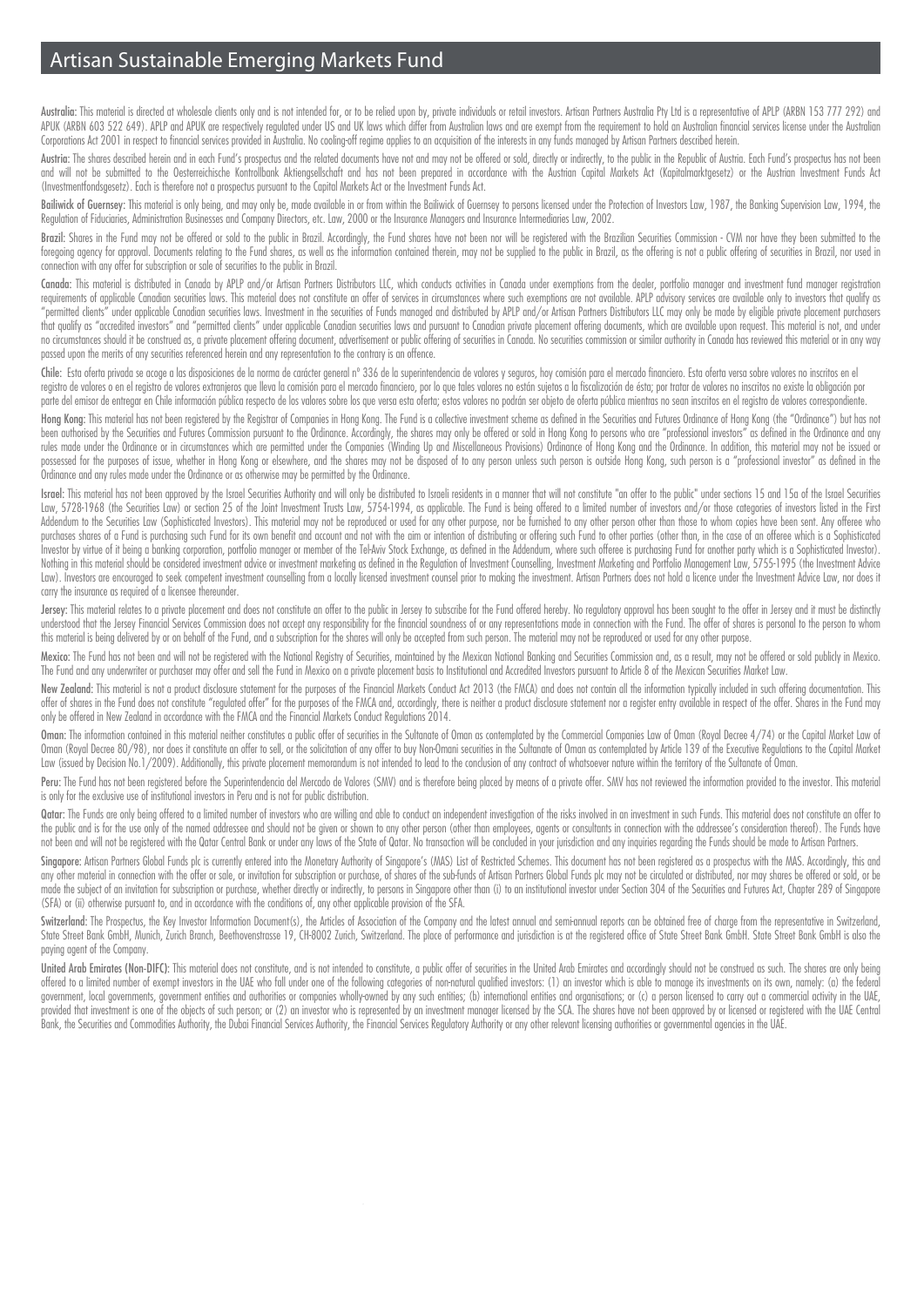# Artisan Sustainable Emerging Markets Fund

**Australia:** This material is directed at wholesale clients only and is not intended for, or to be relied upon by, private individuals or retail investors. Artisan Partners Australia Pty Ltd is a representative of APLP (ARBN 153 777 292) and APUK (ARBN 603 522 649). APLP and APUK are respectively regulated under US and UK laws which differ from Australian laws and are exempt from the requirement to hold an Australian financial services license under the Australian Corporations Act 2001 in respect to financial services provided in Australia. No cooling-off regime applies to an acquisition of the interests in any funds managed by Artisan Partners described herein.

**Austria:** The shares described herein and in each Fund's prospectus and the related documents have not and may not be offered or sold, directly or indirectly, to the public in the Republic of Austria. Each Fund's prospectus has not been and will not be submitted to the Oesterreichische Kontrollbank Aktiengesellschaft and has not been prepared in accordance with the Austrian Capital Markets Act (Kapitalmarktgesetz) or the Austrian Investment Funds Act (Investmentfondsgesetz). Each is therefore not a prospectus pursuant to the Capital Markets Act or the Investment Funds Act.

**Bailiwick of Guernsey:** This material is only being, and may only be, made available in or from within the Bailiwick of Guernsey to persons licensed under the Protection of Investors Law, 1987, the Banking Supervision Law, 1994, the Regulation of Fiduciaries, Administration Businesses and Company Directors, etc. Law, 2000 or the Insurance Managers and Insurance Intermediaries Law, 2002.

**Brazil:** Shares in the Fund may not be offered or sold to the public in Brazil. Accordingly, the Fund shares have not been nor will be registered with the Brazilian Securities Commission - CVM nor have they been submitted to the foregoing agency for approval. Documents relating to the Fund shares, as well as the information contained therein, may not be supplied to the public in Brazil, as the offering is not a public offering of securities in Brazil, nor used in connection with any offer for subscription or sale of securities to the public in Brazil.

**Canada:** This material is distributed in Canada by APLP and/or Artisan Partners Distributors LLC, which conducts activities in Canada under exemptions from the dealer, portfolio manager and investment fund manager registration requirements of applicable Canadian securities laws. This material does not constitute an offer of services in circumstances where such exemptions are not available. APLP advisory services are available only to investors that qualify as "permitted clients" under applicable Canadian securities laws. Investment in the securities of Funds managed and distributed by APLP and/or Artisan Partners Distributors LLC may only be made by eligible private placement purchasers that qualify as "accredited investors" and "permitted clients" under applicable Canadian securities laws and pursuant to Canadian private placement offering documents, which are available upon request. This material is not, and under no circumstances should it be construed as, a private placement offering document, advertisement or public offering of securities in Canada. No securities commission or similar authority in Canada has reviewed this material or in any way passed upon the merits of any securities referenced herein and any representation to the contrary is an offence.

**Chile:** Esta oferta privada se acoge a las disposiciones de la norma de carácter general n° 336 de la superintendencia de valores y seguros, hoy comisión para el mercado financiero. Esta oferta versa sobre valores no inscritos en el registro de valores o en el registro de valores extranjeros que lleva la comisión para el mercado financiero, por lo que tales valores no están sujetos a la fiscalización de ésta; por tratar de valores no inscritos no existe la obligación por parte del emisor de entregar en Chile información pública respecto de los valores sobre los que versa esta oferta; estos valores no podrán ser objeto de oferta pública mientras no sean inscritos en el registro de valores correspondiente.

**Hong Kong:** This material has not been registered by the Registrar of Companies in Hong Kong. The Fund is a collective investment scheme as defined in the Securities and Futures Ordinance of Hong Kong (the "Ordinance") but has not been authorised by the Securities and Futures Commission pursuant to the Ordinance. Accordingly, the shares may only be offered or sold in Hong Kong to persons who are "professional investors" as defined in the Ordinance and any rules made under the Ordinance or in circumstances which are permitted under the Companies (Winding Up and Miscellaneous Provisions) Ordinance of Hong Kong and the Ordinance. In addition, this material may not be issued or possessed for the purposes of issue, whether in Hong Kong or elsewhere, and the shares may not be disposed of to any person unless such person is outside Hong Kong, such person is a "professional investor" as defined in the Ordinance and any rules made under the Ordinance or as otherwise may be permitted by the Ordinance.

**Israel:** This material has not been approved by the Israel Securities Authority and will only be distributed to Israeli residents in a manner that will not constitute "an offer to the public" under sections 15 and 15a of the Israel Securities Law, 5728-1968 (the Securities Law) or section 25 of the Joint Investment Trusts Law, 5754-1994, as applicable. The Fund is being offered to a limited number of investors and/or those categories of investors listed in the First Addendum to the Securities Law (Sophisticated Investors). This material may not be reproduced or used for any other purpose, nor be furnished to any other person other than those to whom copies have been sent. Any offeree who purchases shares of a Fund is purchasing such Fund for its own benefit and account and not with the aim or intention of distributing or offering such Fund to other parties (other than, in the case of an offeree which is a Sophisticated Investor by virtue of it being a banking corporation, portfolio manager or member of the Tel-Aviv Stock Exchange, as defined in the Addendum, where such offeree is purchasing Fund for another party which is a Sophisticated Investor). Nothing in this material should be considered investment advice or investment marketing as defined in the Regulation of Investment Counselling, Investment Marketing and Portfolio Management Law, 5755-1995 (the Investment Advice Law). Investors are encouraged to seek competent investment counselling from a locally licensed investment counsel prior to making the investment. Artisan Partners does not hold a licence under the Investment Advice Law, nor does it carry the insurance as required of a licensee thereunder.

**Jersey:** This material relates to a private placement and does not constitute an offer to the public in Jersey to subscribe for the Fund offered hereby. No regulatory approval has been sought to the offer in Jersey and it must be distinctly understood that the Jersey Financial Services Commission does not accept any responsibility for the financial soundness of or any representations made in connection with the Fund. The offer of shares is personal to the person to whom this material is being delivered by or on behalf of the Fund, and a subscription for the shares will only be accepted from such person. The material may not be reproduced or used for any other purpose.

**Mexico:** The Fund has not been and will not be registered with the National Registry of Securities, maintained by the Mexican National Banking and Securities Commission and, as a result, may not be offered or sold publicly in Mexico. The Fund and any underwriter or purchaser may offer and sell the Fund in Mexico on a private placement basis to Institutional and Accredited Investors pursuant to Article 8 of the Mexican Securities Market Law.

**New Zealand:** This material is not a product disclosure statement for the purposes of the Financial Markets Conduct Act 2013 (the FMCA) and does not contain all the information typically included in such offering documentation. This offer of shares in the Fund does not constitute "regulated offer" for the purposes of the FMCA and, accordingly, there is neither a product disclosure statement nor a register entry available in respect of the offer. Shares in the Fund may only be offered in New Zealand in accordance with the FMCA and the Financial Markets Conduct Regulations 2014.

**Oman:** The information contained in this material neither constitutes a public offer of securities in the Sultanate of Oman as contemplated by the Commercial Companies Law of Oman (Royal Decree 4/74) or the Capital Market Law of Oman (Royal Decree 80/98), nor does it constitute an offer to sell, or the solicitation of any offer to buy Non-Omani securities in the Sultanate of Oman as contemplated by Article 139 of the Executive Regulations to the Capital Market Law (issued by Decision No.1/2009). Additionally, this private placement memorandum is not intended to lead to the conclusion of any contract of whatsoever nature within the territory of the Sultanate of Oman.

**Peru:** The Fund has not been registered before the Superintendencia del Mercado de Valores (SMV) and is therefore being placed by means of a private offer. SMV has not reviewed the information provided to the investor. This material is only for the exclusive use of institutional investors in Peru and is not for public distribution.

**Qatar:** The Funds are only being offered to a limited number of investors who are willing and able to conduct an independent investigation of the risks involved in an investment in such Funds. This material does not constitute an offer to the public and is for the use only of the named addressee and should not be given or shown to any other person (other than employees, agents or consultants in connection with the addressee's consideration thereof). The Funds have not been and will not be registered with the Qatar Central Bank or under any laws of the State of Qatar. No transaction will be concluded in your jurisdiction and any inquiries regarding the Funds should be made to Artisan Partners.

**Singapore:** Artisan Partners Global Funds plc is currently entered into the Monetary Authority of Singapore's (MAS) List of Restricted Schemes. This document has not been registered as a prospectus with the MAS. Accordingly, this and any other material in connection with the offer or sale, or invitation for subscription or purchase, of shares of the sub-funds of Artisan Partners Global Funds plc may not be circulated or distributed, nor may shares be offered or sold, or be made the subject of an invitation for subscription or purchase, whether directly or indirectly, to persons in Singapore other than (i) to an institutional investor under Section 304 of the Securities and Futures Act, Chapter 289 of Singapore (SFA) or (ii) otherwise pursuant to, and in accordance with the conditions of, any other applicable provision of the SFA.

**Switzerland:** The Prospectus, the Key Investor Information Document(s), the Articles of Association of the Company and the latest annual and semi-annual reports can be obtained free of charge from the representative in Switzerland, State Street Bank GmbH, Munich, Zurich Branch, Beethovenstrasse 19, CH-8002 Zurich, Switzerland. The place of performance and jurisdiction is at the registered office of State Street Bank GmbH. State Street Bank GmbH is also the paying agent of the Company.

**United Arab Emirates (Non-DIFC):** This material does not constitute, and is not intended to constitute, a public offer of securities in the United Arab Emirates and accordingly should not be construed as such. The shares are only being offered to a limited number of exempt investors in the UAE who fall under one of the following categories of non-natural qualified investors: (1) an investor which is able to manage its investments on its own, namely: (a) the federal government, local governments, government entities and authorities or companies wholly-owned by any such entities; (b) international entities and organisations; or (c) a person licensed to carry out a commercial activity in the UAE, provided that investment is one of the objects of such person; or (2) an investor who is represented by an investment manager licensed by the SCA. The shares have not been approved by or licensed or registered with the UAE Central Bank, the Securities and Commodities Authority, the Dubai Financial Services Authority, the Financial Services Regulatory Authority or any other relevant licensing authorities or governmental agencies in the UAE.